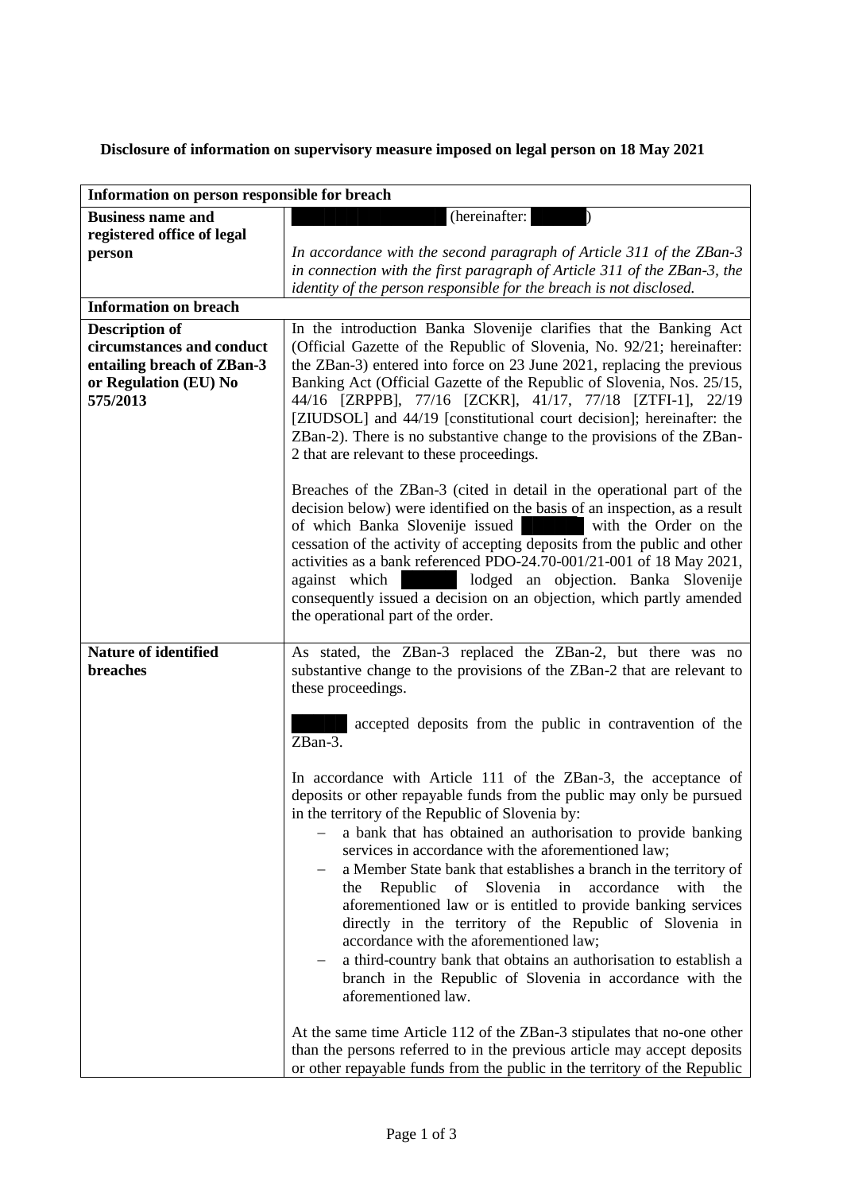**Disclosure of information on supervisory measure imposed on legal person on 18 May 2021**

| Information on person responsible for breach | |
|---|---|
| **Business name and registered office of legal person** | ██████████ (hereinafter: █████)<br><br>*In accordance with the second paragraph of Article 311 of the ZBan-3 in connection with the first paragraph of Article 311 of the ZBan-3, the identity of the person responsible for the breach is not disclosed.* |
| **Information on breach** | |
| **Description of circumstances and conduct entailing breach of ZBan-3 or Regulation (EU) No 575/2013** | In the introduction Banka Slovenije clarifies that the Banking Act (Official Gazette of the Republic of Slovenia, No. 92/21; hereinafter: the ZBan-3) entered into force on 23 June 2021, replacing the previous Banking Act (Official Gazette of the Republic of Slovenia, Nos. 25/15, 44/16 [ZRPPB], 77/16 [ZCKR], 41/17, 77/18 [ZTFI-1], 22/19 [ZIUDSOL] and 44/19 [constitutional court decision]; hereinafter: the ZBan-2). There is no substantive change to the provisions of the ZBan-2 that are relevant to these proceedings.<br><br>Breaches of the ZBan-3 (cited in detail in the operational part of the decision below) were identified on the basis of an inspection, as a result of which Banka Slovenije issued █████ with the Order on the cessation of the activity of accepting deposits from the public and other activities as a bank referenced PDO-24.70-001/21-001 of 18 May 2021, against which █████ lodged an objection. Banka Slovenije consequently issued a decision on an objection, which partly amended the operational part of the order. |
| **Nature of identified breaches** | As stated, the ZBan-3 replaced the ZBan-2, but there was no substantive change to the provisions of the ZBan-2 that are relevant to these proceedings.<br><br>█████ accepted deposits from the public in contravention of the ZBan-3.<br><br>In accordance with Article 111 of the ZBan-3, the acceptance of deposits or other repayable funds from the public may only be pursued in the territory of the Republic of Slovenia by:<br>– a bank that has obtained an authorisation to provide banking services in accordance with the aforementioned law;<br>– a Member State bank that establishes a branch in the territory of the Republic of Slovenia in accordance with the aforementioned law or is entitled to provide banking services directly in the territory of the Republic of Slovenia in accordance with the aforementioned law;<br>– a third-country bank that obtains an authorisation to establish a branch in the Republic of Slovenia in accordance with the aforementioned law.<br><br>At the same time Article 112 of the ZBan-3 stipulates that no-one other than the persons referred to in the previous article may accept deposits or other repayable funds from the public in the territory of the Republic |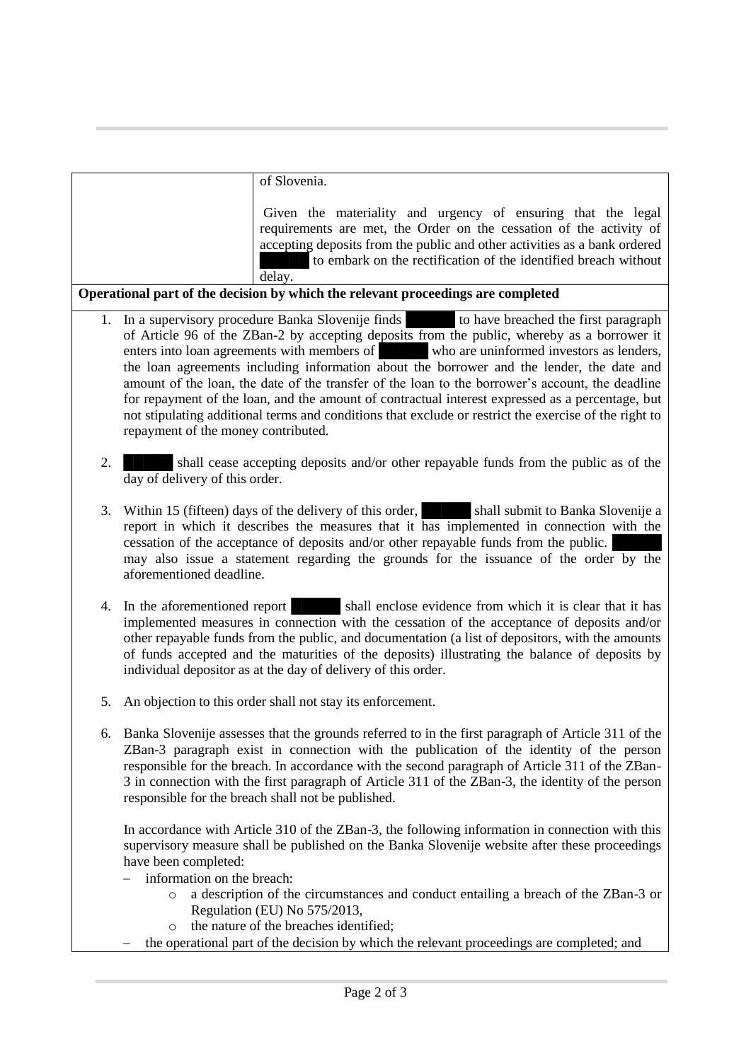| | of Slovenia.<br><br>Given the materiality and urgency of ensuring that the legal requirements are met, the Order on the cessation of the activity of accepting deposits from the public and other activities as a bank ordered ██████ to embark on the rectification of the identified breach without delay. |
|---|---|

**Operational part of the decision by which the relevant proceedings are completed**

1. In a supervisory procedure Banka Slovenije finds ██████ to have breached the first paragraph of Article 96 of the ZBan-2 by accepting deposits from the public, whereby as a borrower it enters into loan agreements with members of ██████ who are uninformed investors as lenders, the loan agreements including information about the borrower and the lender, the date and amount of the loan, the date of the transfer of the loan to the borrower's account, the deadline for repayment of the loan, and the amount of contractual interest expressed as a percentage, but not stipulating additional terms and conditions that exclude or restrict the exercise of the right to repayment of the money contributed.

2. ██████ shall cease accepting deposits and/or other repayable funds from the public as of the day of delivery of this order.

3. Within 15 (fifteen) days of the delivery of this order, ██████ shall submit to Banka Slovenije a report in which it describes the measures that it has implemented in connection with the cessation of the acceptance of deposits and/or other repayable funds from the public. ██████ may also issue a statement regarding the grounds for the issuance of the order by the aforementioned deadline.

4. In the aforementioned report ██████ shall enclose evidence from which it is clear that it has implemented measures in connection with the cessation of the acceptance of deposits and/or other repayable funds from the public, and documentation (a list of depositors, with the amounts of funds accepted and the maturities of the deposits) illustrating the balance of deposits by individual depositor as at the day of delivery of this order.

5. An objection to this order shall not stay its enforcement.

6. Banka Slovenije assesses that the grounds referred to in the first paragraph of Article 311 of the ZBan-3 paragraph exist in connection with the publication of the identity of the person responsible for the breach. In accordance with the second paragraph of Article 311 of the ZBan-3 in connection with the first paragraph of Article 311 of the ZBan-3, the identity of the person responsible for the breach shall not be published.

   In accordance with Article 310 of the ZBan-3, the following information in connection with this supervisory measure shall be published on the Banka Slovenije website after these proceedings have been completed:
   - information on the breach:
     - a description of the circumstances and conduct entailing a breach of the ZBan-3 or Regulation (EU) No 575/2013,
     - the nature of the breaches identified;
   - the operational part of the decision by which the relevant proceedings are completed; and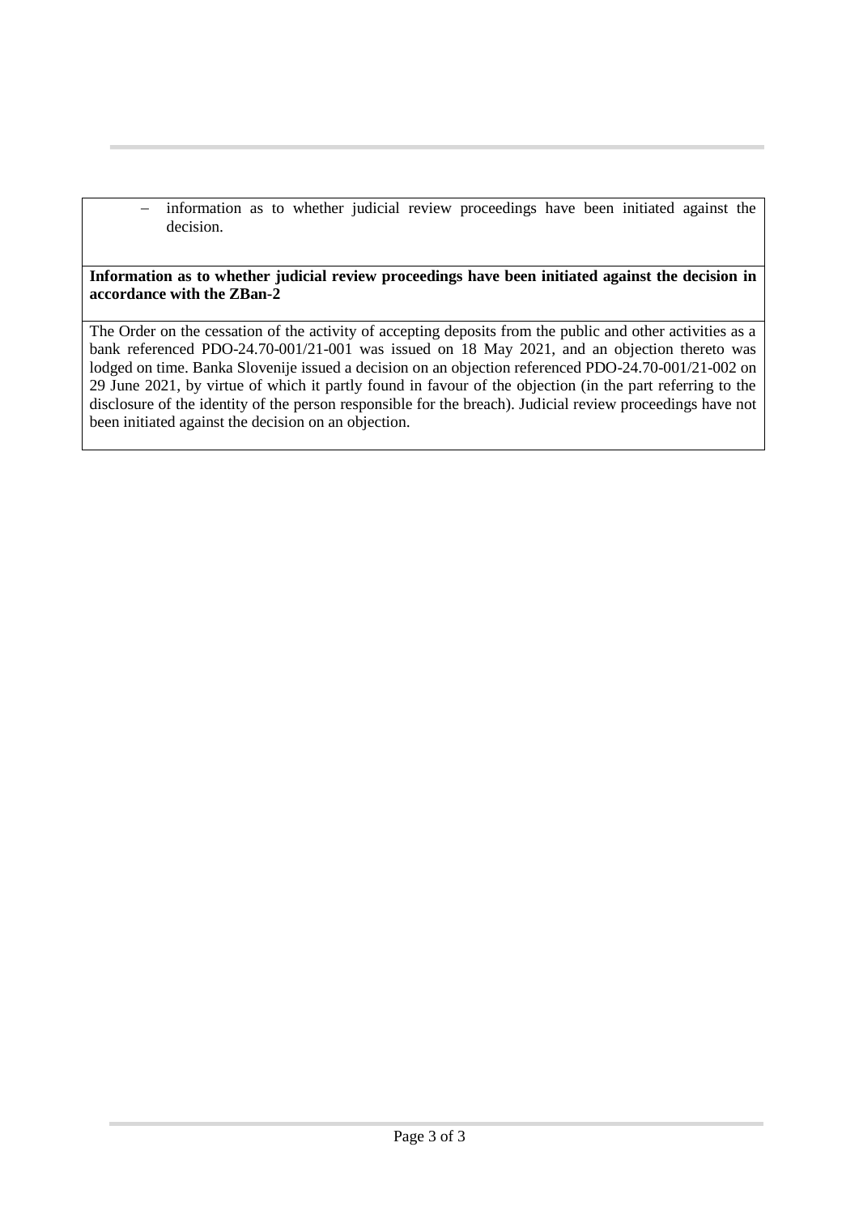- information as to whether judicial review proceedings have been initiated against the decision.

**Information as to whether judicial review proceedings have been initiated against the decision in accordance with the ZBan-2**

The Order on the cessation of the activity of accepting deposits from the public and other activities as a bank referenced PDO-24.70-001/21-001 was issued on 18 May 2021, and an objection thereto was lodged on time. Banka Slovenije issued a decision on an objection referenced PDO-24.70-001/21-002 on 29 June 2021, by virtue of which it partly found in favour of the objection (in the part referring to the disclosure of the identity of the person responsible for the breach). Judicial review proceedings have not been initiated against the decision on an objection.